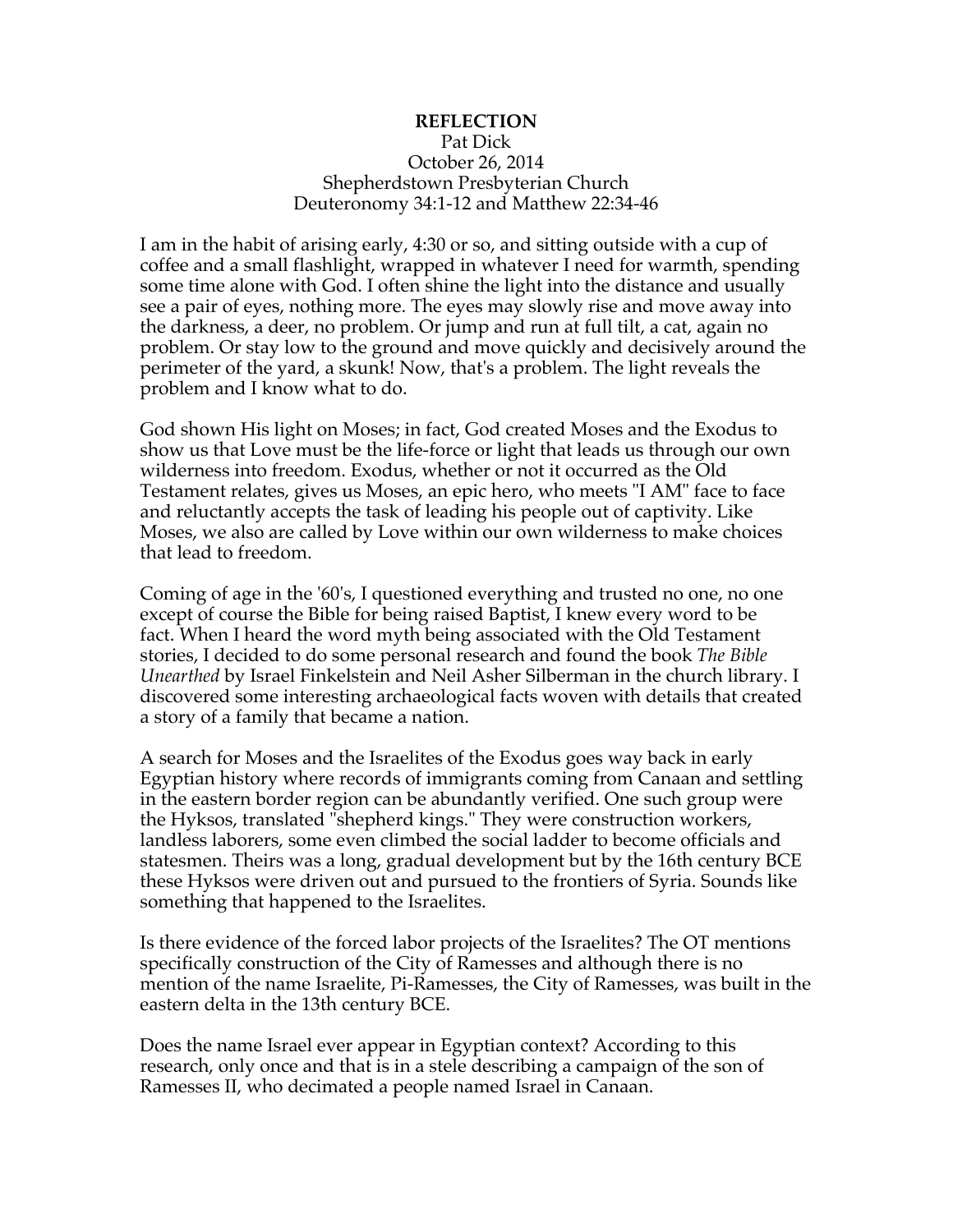**REFLECTION**

Pat Dick
October 26, 2014
Shepherdstown Presbyterian Church
Deuteronomy 34:1-12 and Matthew 22:34-46

I am in the habit of arising early, 4:30 or so, and sitting outside with a cup of coffee and a small flashlight, wrapped in whatever I need for warmth, spending some time alone with God. I often shine the light into the distance and usually see a pair of eyes, nothing more. The eyes may slowly rise and move away into the darkness, a deer, no problem. Or jump and run at full tilt, a cat, again no problem. Or stay low to the ground and move quickly and decisively around the perimeter of the yard, a skunk! Now, that's a problem. The light reveals the problem and I know what to do.

God shown His light on Moses; in fact, God created Moses and the Exodus to show us that Love must be the life-force or light that leads us through our own wilderness into freedom. Exodus, whether or not it occurred as the Old Testament relates, gives us Moses, an epic hero, who meets "I AM" face to face and reluctantly accepts the task of leading his people out of captivity. Like Moses, we also are called by Love within our own wilderness to make choices that lead to freedom.

Coming of age in the '60's, I questioned everything and trusted no one, no one except of course the Bible for being raised Baptist, I knew every word to be fact. When I heard the word myth being associated with the Old Testament stories, I decided to do some personal research and found the book *The Bible Unearthed* by Israel Finkelstein and Neil Asher Silberman in the church library. I discovered some interesting archaeological facts woven with details that created a story of a family that became a nation.

A search for Moses and the Israelites of the Exodus goes way back in early Egyptian history where records of immigrants coming from Canaan and settling in the eastern border region can be abundantly verified. One such group were the Hyksos, translated "shepherd kings." They were construction workers, landless laborers, some even climbed the social ladder to become officials and statesmen. Theirs was a long, gradual development but by the 16th century BCE these Hyksos were driven out and pursued to the frontiers of Syria. Sounds like something that happened to the Israelites.

Is there evidence of the forced labor projects of the Israelites? The OT mentions specifically construction of the City of Ramesses and although there is no mention of the name Israelite, Pi-Ramesses, the City of Ramesses, was built in the eastern delta in the 13th century BCE.

Does the name Israel ever appear in Egyptian context? According to this research, only once and that is in a stele describing a campaign of the son of Ramesses II, who decimated a people named Israel in Canaan.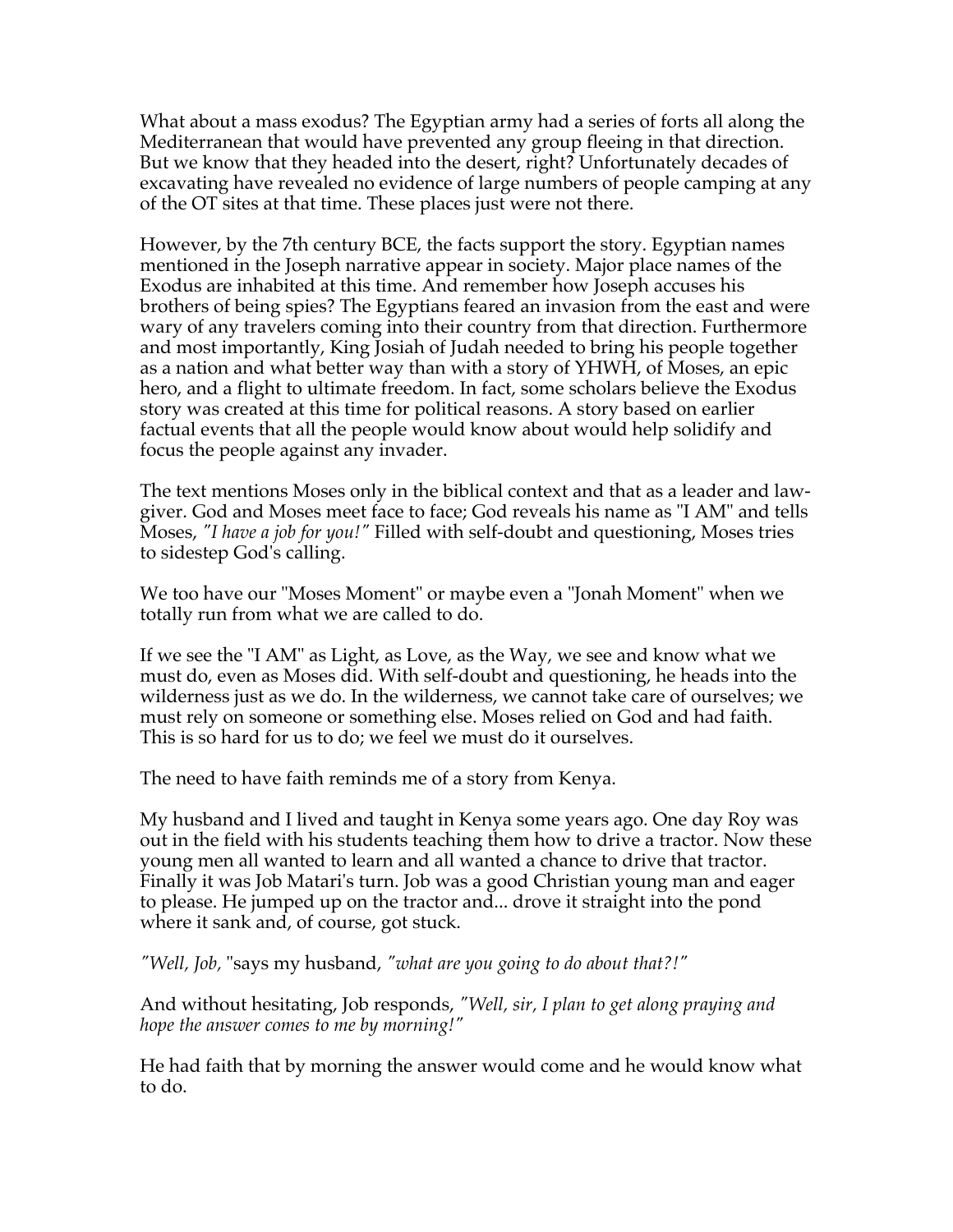What about a mass exodus? The Egyptian army had a series of forts all along the Mediterranean that would have prevented any group fleeing in that direction. But we know that they headed into the desert, right? Unfortunately decades of excavating have revealed no evidence of large numbers of people camping at any of the OT sites at that time. These places just were not there.

However, by the 7th century BCE, the facts support the story. Egyptian names mentioned in the Joseph narrative appear in society. Major place names of the Exodus are inhabited at this time. And remember how Joseph accuses his brothers of being spies? The Egyptians feared an invasion from the east and were wary of any travelers coming into their country from that direction. Furthermore and most importantly, King Josiah of Judah needed to bring his people together as a nation and what better way than with a story of YHWH, of Moses, an epic hero, and a flight to ultimate freedom. In fact, some scholars believe the Exodus story was created at this time for political reasons. A story based on earlier factual events that all the people would know about would help solidify and focus the people against any invader.

The text mentions Moses only in the biblical context and that as a leader and law-giver. God and Moses meet face to face; God reveals his name as "I AM" and tells Moses, *"I have a job for you!"* Filled with self-doubt and questioning, Moses tries to sidestep God's calling.

We too have our "Moses Moment" or maybe even a "Jonah Moment" when we totally run from what we are called to do.

If we see the "I AM" as Light, as Love, as the Way, we see and know what we must do, even as Moses did. With self-doubt and questioning, he heads into the wilderness just as we do. In the wilderness, we cannot take care of ourselves; we must rely on someone or something else. Moses relied on God and had faith. This is so hard for us to do; we feel we must do it ourselves.

The need to have faith reminds me of a story from Kenya.

My husband and I lived and taught in Kenya some years ago. One day Roy was out in the field with his students teaching them how to drive a tractor. Now these young men all wanted to learn and all wanted a chance to drive that tractor. Finally it was Job Matari's turn. Job was a good Christian young man and eager to please. He jumped up on the tractor and... drove it straight into the pond where it sank and, of course, got stuck.

*"Well, Job,* "says my husband, *"what are you going to do about that?!"*

And without hesitating, Job responds, *"Well, sir, I plan to get along praying and hope the answer comes to me by morning!"*

He had faith that by morning the answer would come and he would know what to do.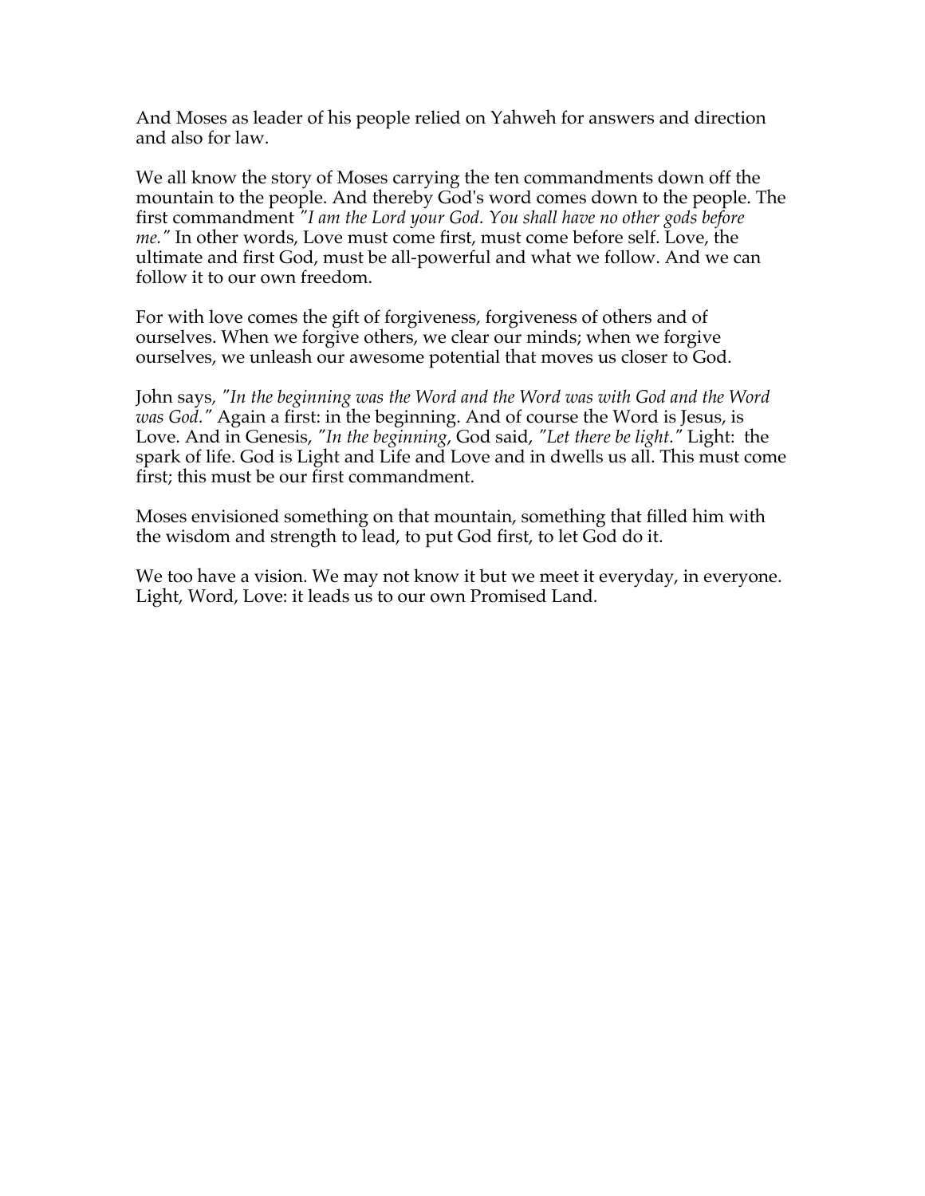And Moses as leader of his people relied on Yahweh for answers and direction and also for law.

We all know the story of Moses carrying the ten commandments down off the mountain to the people. And thereby God's word comes down to the people. The first commandment *"I am the Lord your God. You shall have no other gods before me."* In other words, Love must come first, must come before self. Love, the ultimate and first God, must be all-powerful and what we follow. And we can follow it to our own freedom.

For with love comes the gift of forgiveness, forgiveness of others and of ourselves. When we forgive others, we clear our minds; when we forgive ourselves, we unleash our awesome potential that moves us closer to God.

John says, *"In the beginning was the Word and the Word was with God and the Word was God."* Again a first: in the beginning. And of course the Word is Jesus, is Love. And in Genesis, *"In the beginning*, God said, *"Let there be light."* Light: the spark of life. God is Light and Life and Love and in dwells us all. This must come first; this must be our first commandment.

Moses envisioned something on that mountain, something that filled him with the wisdom and strength to lead, to put God first, to let God do it.

We too have a vision. We may not know it but we meet it everyday, in everyone. Light, Word, Love: it leads us to our own Promised Land.